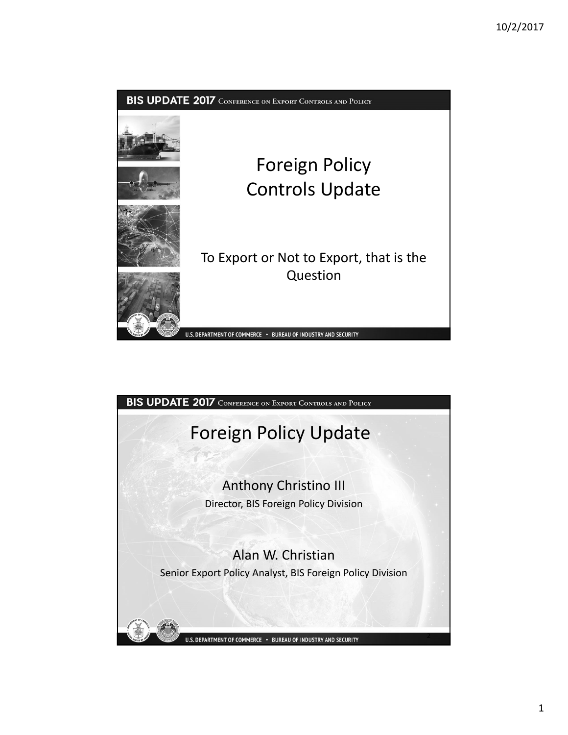# Foreign Policy Controls Update

To Export or Not to Export, that is the Question

# Foreign Policy Update

Anthony Christino III

Director, BIS Foreign Policy Division

Alan W. Christian

Senior Export Policy Analyst, BIS Foreign Policy Division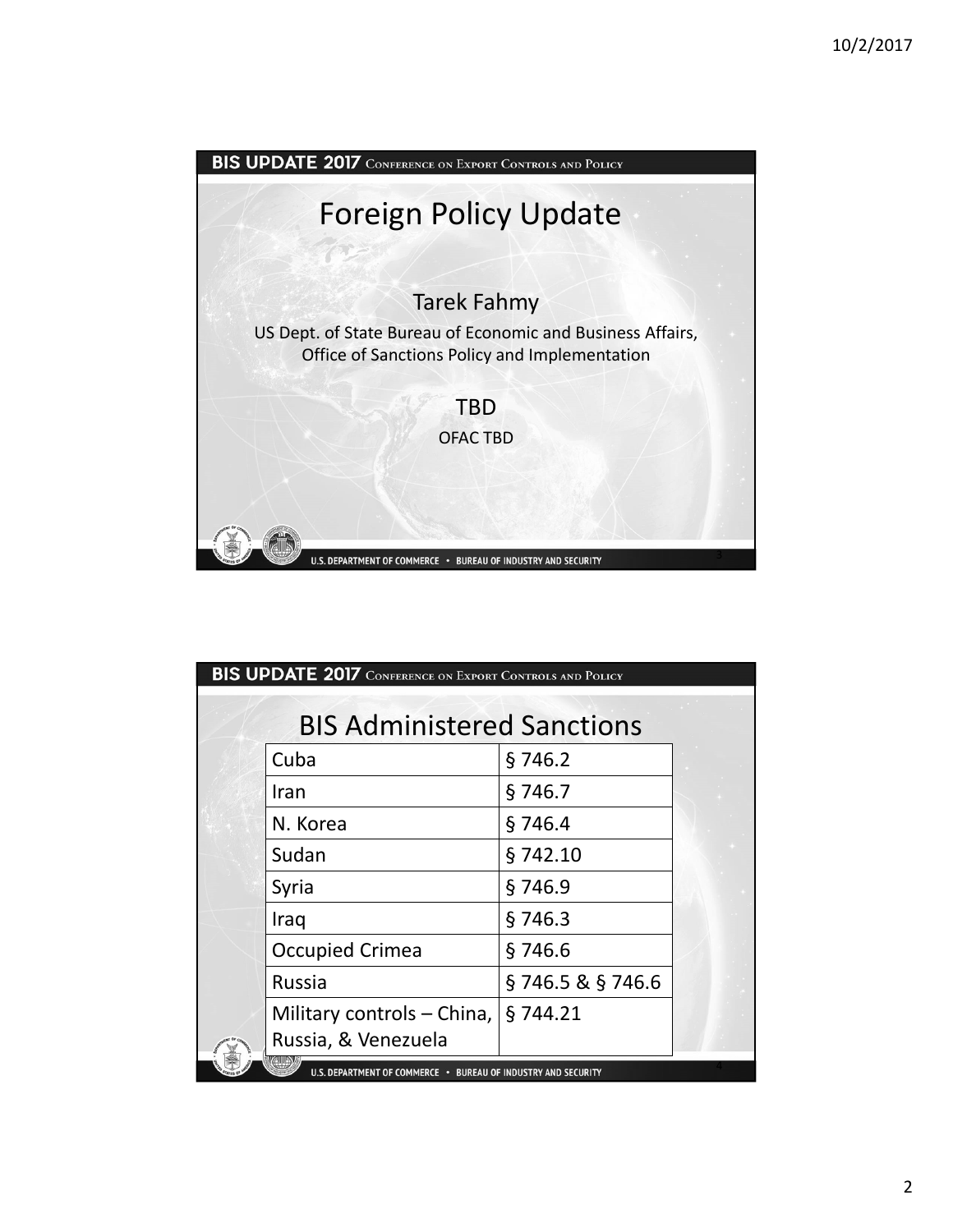# Foreign Policy Update

Tarek Fahmy

US Dept. of State Bureau of Economic and Business Affairs, Office of Sanctions Policy and Implementation

TBD

OFAC TBD

# BIS Administered Sanctions

| | |
|---|---|
| Cuba | § 746.2 |
| Iran | § 746.7 |
| N. Korea | § 746.4 |
| Sudan | § 742.10 |
| Syria | § 746.9 |
| Iraq | § 746.3 |
| Occupied Crimea | § 746.6 |
| Russia | § 746.5 & § 746.6 |
| Military controls – China, Russia, & Venezuela | § 744.21 |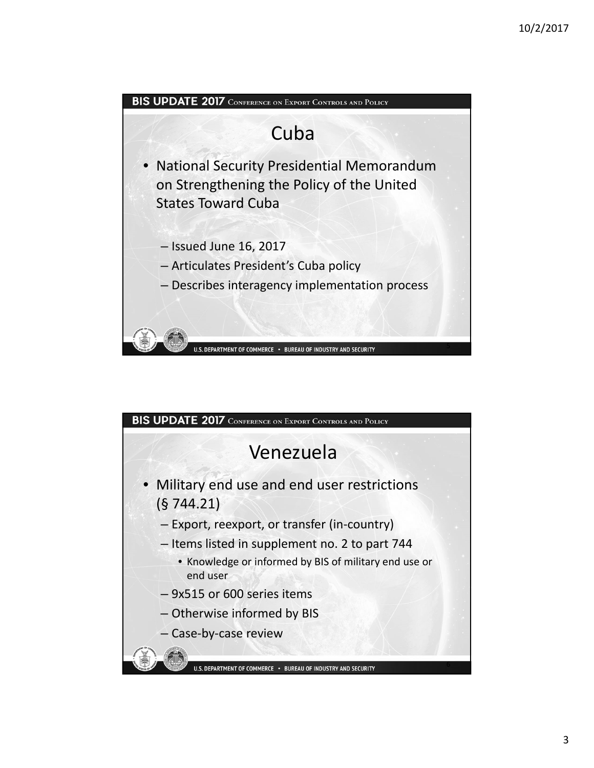# Cuba

- National Security Presidential Memorandum on Strengthening the Policy of the United States Toward Cuba
  - Issued June 16, 2017
  - Articulates President's Cuba policy
  - Describes interagency implementation process

# Venezuela

- Military end use and end user restrictions (§ 744.21)
  - Export, reexport, or transfer (in-country)
  - Items listed in supplement no. 2 to part 744
    - Knowledge or informed by BIS of military end use or end user
  - 9x515 or 600 series items
  - Otherwise informed by BIS
  - Case-by-case review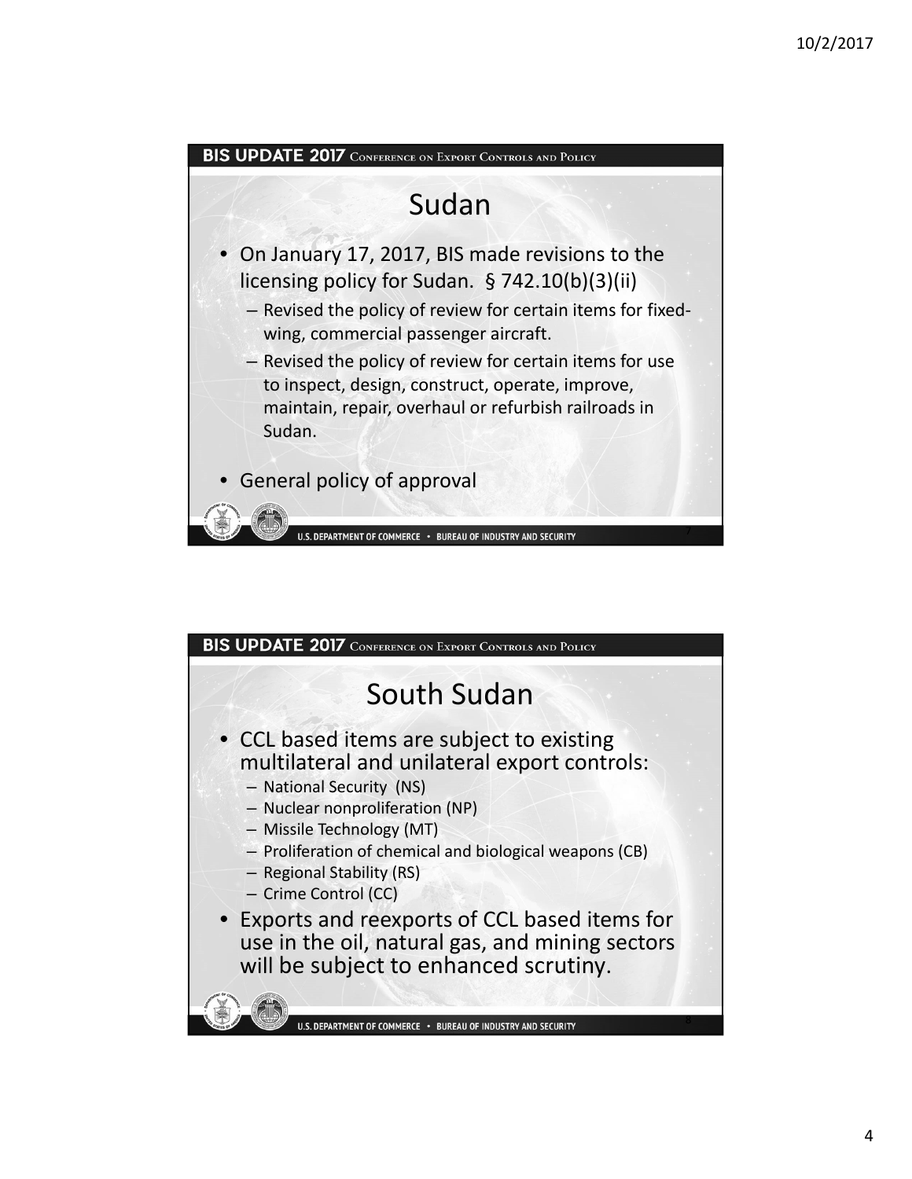## Sudan

- On January 17, 2017, BIS made revisions to the licensing policy for Sudan. § 742.10(b)(3)(ii)
  - Revised the policy of review for certain items for fixed-wing, commercial passenger aircraft.
  - Revised the policy of review for certain items for use to inspect, design, construct, operate, improve, maintain, repair, overhaul or refurbish railroads in Sudan.
- General policy of approval

## South Sudan

- CCL based items are subject to existing multilateral and unilateral export controls:
  - National Security (NS)
  - Nuclear nonproliferation (NP)
  - Missile Technology (MT)
  - Proliferation of chemical and biological weapons (CB)
  - Regional Stability (RS)
  - Crime Control (CC)
- Exports and reexports of CCL based items for use in the oil, natural gas, and mining sectors will be subject to enhanced scrutiny.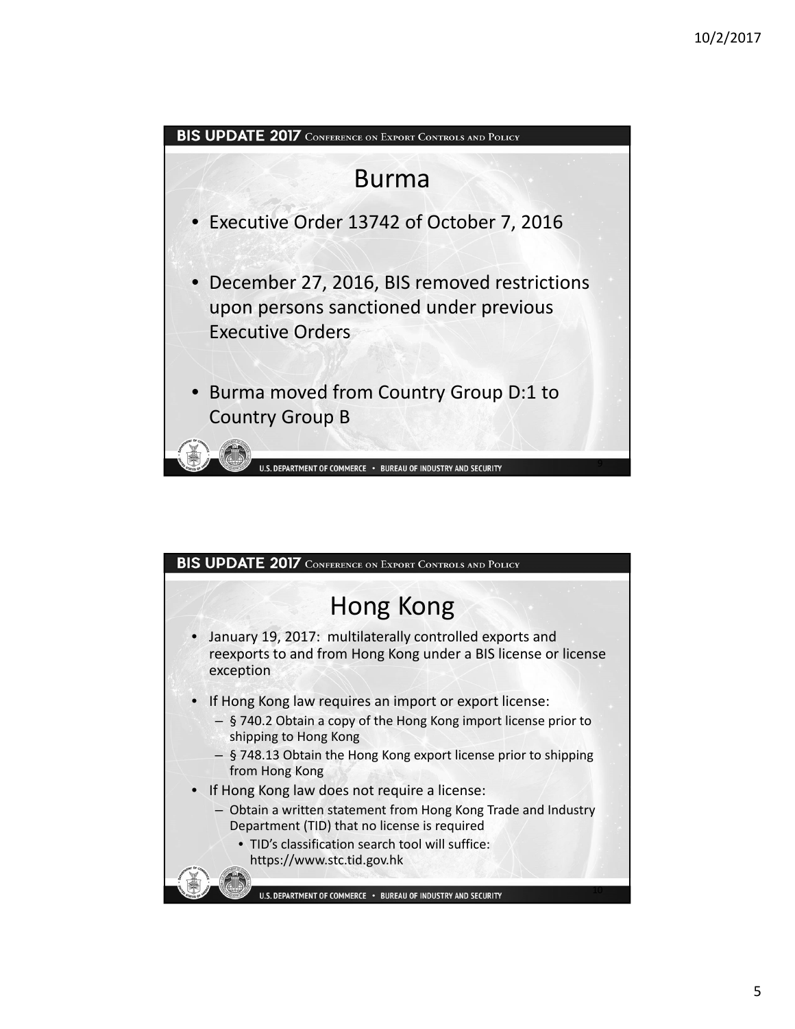## Burma

- Executive Order 13742 of October 7, 2016
- December 27, 2016, BIS removed restrictions upon persons sanctioned under previous Executive Orders
- Burma moved from Country Group D:1 to Country Group B

## Hong Kong

- January 19, 2017: multilaterally controlled exports and reexports to and from Hong Kong under a BIS license or license exception
- If Hong Kong law requires an import or export license:
  - § 740.2 Obtain a copy of the Hong Kong import license prior to shipping to Hong Kong
  - § 748.13 Obtain the Hong Kong export license prior to shipping from Hong Kong
- If Hong Kong law does not require a license:
  - Obtain a written statement from Hong Kong Trade and Industry Department (TID) that no license is required
    - TID's classification search tool will suffice: https://www.stc.tid.gov.hk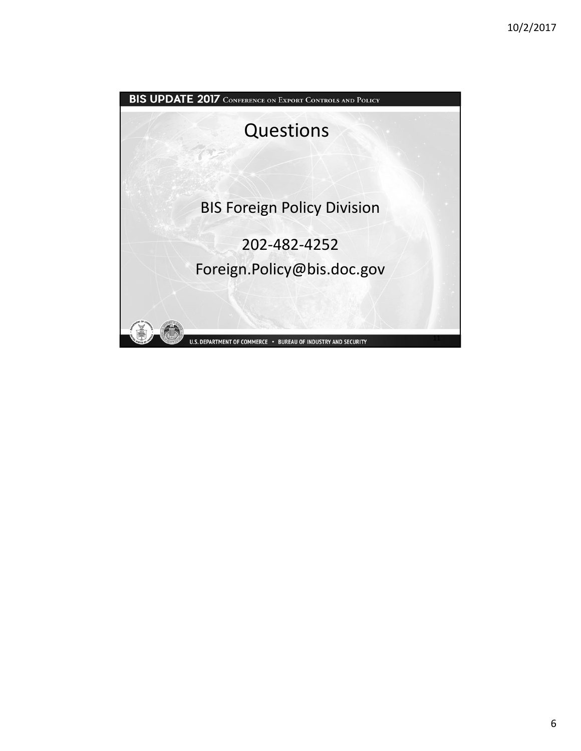BIS UPDATE 2017 CONFERENCE ON EXPORT CONTROLS AND POLICY

# Questions

BIS Foreign Policy Division

202-482-4252

Foreign.Policy@bis.doc.gov

U.S. DEPARTMENT OF COMMERCE • BUREAU OF INDUSTRY AND SECURITY